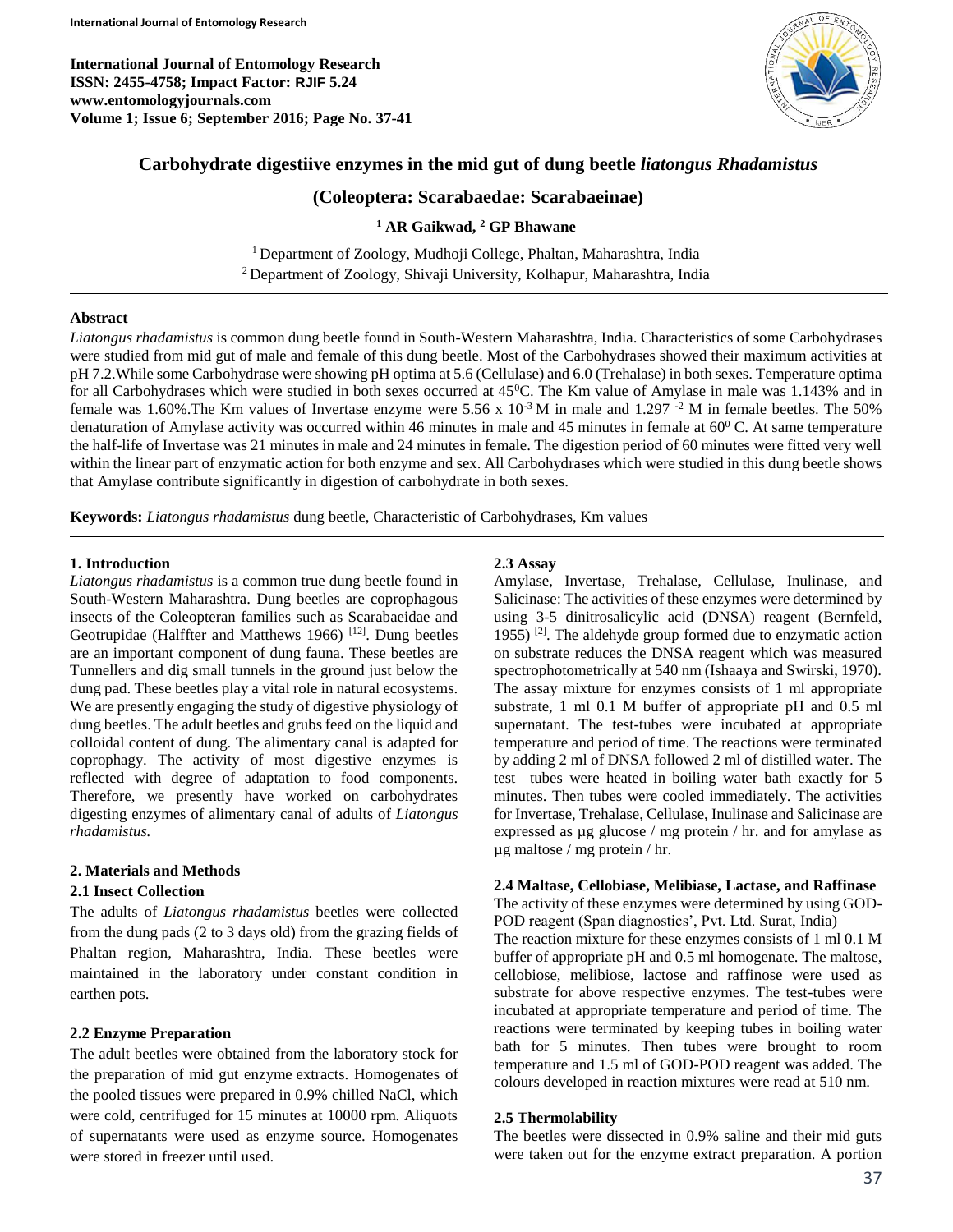# Carbohydrate digestiive enzymes in the mid gut of dung beetle *liatongus Rhadamistus*

## (Coleoptera: Scarabaedae: Scarabaeinae)

**[1] AR Gaikwad, [2] GP Bhawane**

[1] Department of Zoology, Mudhoji College, Phaltan, Maharashtra, India
[2] Department of Zoology, Shivaji University, Kolhapur, Maharashtra, India

### Abstract

*Liatongus rhadamistus* is common dung beetle found in South-Western Maharashtra, India. Characteristics of some Carbohydrases were studied from mid gut of male and female of this dung beetle. Most of the Carbohydrases showed their maximum activities at pH 7.2.While some Carbohydrase were showing pH optima at 5.6 (Cellulase) and 6.0 (Trehalase) in both sexes. Temperature optima for all Carbohydrases which were studied in both sexes occurred at 45$^0$C. The Km value of Amylase in male was 1.143% and in female was 1.60%.The Km values of Invertase enzyme were 5.56 x $10^{-3}$ M in male and 1.297 $^{-2}$ M in female beetles. The 50% denaturation of Amylase activity was occurred within 46 minutes in male and 45 minutes in female at 60$^0$ C. At same temperature the half-life of Invertase was 21 minutes in male and 24 minutes in female. The digestion period of 60 minutes were fitted very well within the linear part of enzymatic action for both enzyme and sex. All Carbohydrases which were studied in this dung beetle shows that Amylase contribute significantly in digestion of carbohydrate in both sexes.

**Keywords:** *Liatongus rhadamistus* dung beetle, Characteristic of Carbohydrases, Km values

### 1. Introduction

*Liatongus rhadamistus* is a common true dung beetle found in South-Western Maharashtra. Dung beetles are coprophagous insects of the Coleopteran families such as Scarabaeidae and Geotrupidae (Halffter and Matthews 1966) [12]. Dung beetles are an important component of dung fauna. These beetles are Tunnellers and dig small tunnels in the ground just below the dung pad. These beetles play a vital role in natural ecosystems. We are presently engaging the study of digestive physiology of dung beetles. The adult beetles and grubs feed on the liquid and colloidal content of dung. The alimentary canal is adapted for coprophagy. The activity of most digestive enzymes is reflected with degree of adaptation to food components. Therefore, we presently have worked on carbohydrates digesting enzymes of alimentary canal of adults of *Liatongus rhadamistus.*

### 2. Materials and Methods

#### 2.1 Insect Collection

The adults of *Liatongus rhadamistus* beetles were collected from the dung pads (2 to 3 days old) from the grazing fields of Phaltan region, Maharashtra, India. These beetles were maintained in the laboratory under constant condition in earthen pots.

#### 2.2 Enzyme Preparation

The adult beetles were obtained from the laboratory stock for the preparation of mid gut enzyme extracts. Homogenates of the pooled tissues were prepared in 0.9% chilled NaCl, which were cold, centrifuged for 15 minutes at 10000 rpm. Aliquots of supernatants were used as enzyme source. Homogenates were stored in freezer until used.

#### 2.3 Assay

Amylase, Invertase, Trehalase, Cellulase, Inulinase, and Salicinase: The activities of these enzymes were determined by using 3-5 dinitrosalicylic acid (DNSA) reagent (Bernfeld, 1955) [2]. The aldehyde group formed due to enzymatic action on substrate reduces the DNSA reagent which was measured spectrophotometrically at 540 nm (Ishaaya and Swirski, 1970). The assay mixture for enzymes consists of 1 ml appropriate substrate, 1 ml 0.1 M buffer of appropriate pH and 0.5 ml supernatant. The test-tubes were incubated at appropriate temperature and period of time. The reactions were terminated by adding 2 ml of DNSA followed 2 ml of distilled water. The test –tubes were heated in boiling water bath exactly for 5 minutes. Then tubes were cooled immediately. The activities for Invertase, Trehalase, Cellulase, Inulinase and Salicinase are expressed as µg glucose / mg protein / hr. and for amylase as µg maltose / mg protein / hr.

#### 2.4 Maltase, Cellobiase, Melibiase, Lactase, and Raffinase

The activity of these enzymes were determined by using GOD-POD reagent (Span diagnostics', Pvt. Ltd. Surat, India)

The reaction mixture for these enzymes consists of 1 ml 0.1 M buffer of appropriate pH and 0.5 ml homogenate. The maltose, cellobiose, melibiose, lactose and raffinose were used as substrate for above respective enzymes. The test-tubes were incubated at appropriate temperature and period of time. The reactions were terminated by keeping tubes in boiling water bath for 5 minutes. Then tubes were brought to room temperature and 1.5 ml of GOD-POD reagent was added. The colours developed in reaction mixtures were read at 510 nm.

#### 2.5 Thermolability

The beetles were dissected in 0.9% saline and their mid guts were taken out for the enzyme extract preparation. A portion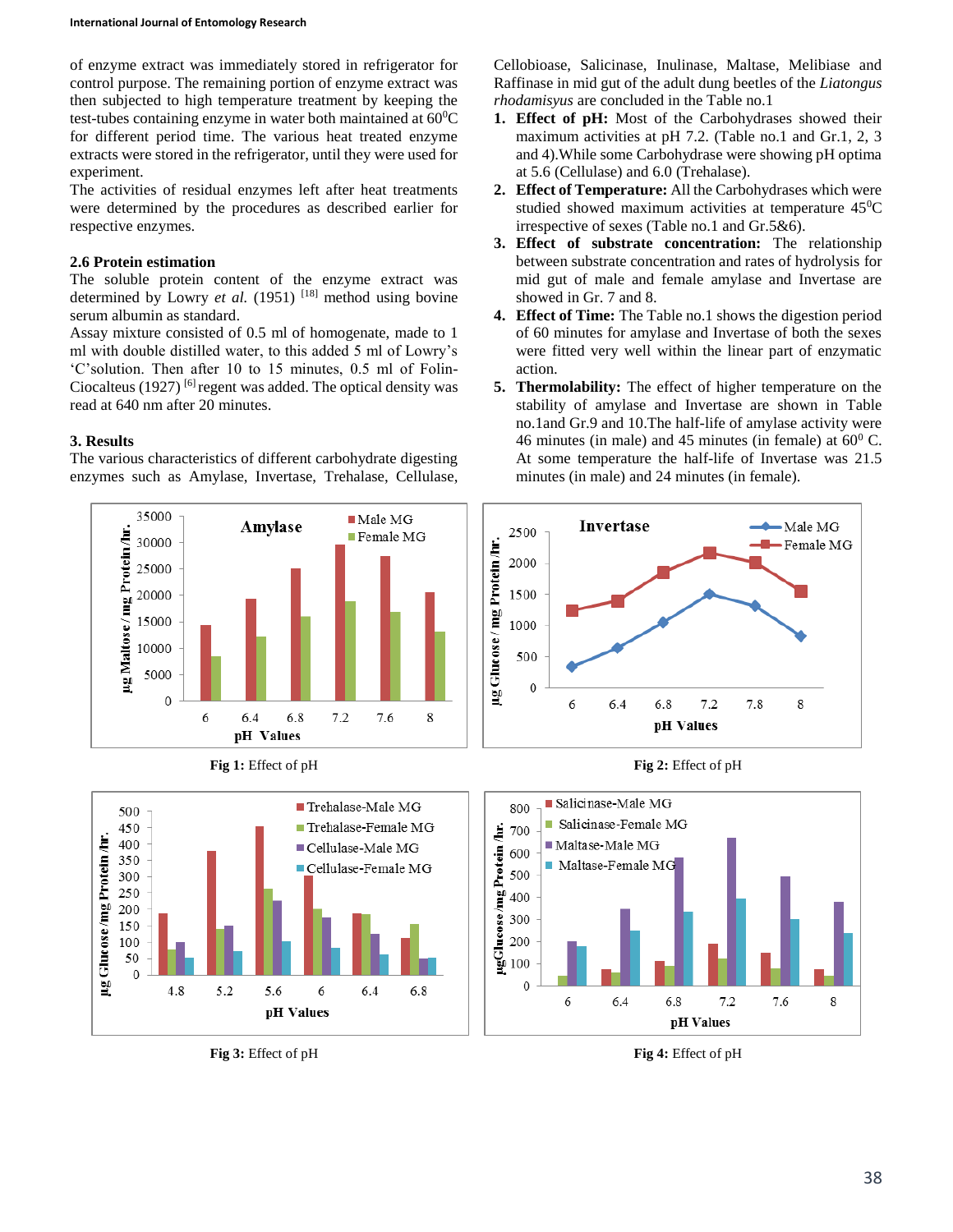of enzyme extract was immediately stored in refrigerator for control purpose. The remaining portion of enzyme extract was then subjected to high temperature treatment by keeping the test-tubes containing enzyme in water both maintained at $60^0$C for different period time. The various heat treated enzyme extracts were stored in the refrigerator, until they were used for experiment.

The activities of residual enzymes left after heat treatments were determined by the procedures as described earlier for respective enzymes.

### 2.6 Protein estimation

The soluble protein content of the enzyme extract was determined by Lowry *et al.* (1951) [18] method using bovine serum albumin as standard.

Assay mixture consisted of 0.5 ml of homogenate, made to 1 ml with double distilled water, to this added 5 ml of Lowry's 'C'solution. Then after 10 to 15 minutes, 0.5 ml of Folin-Ciocalteus (1927) [6] regent was added. The optical density was read at 640 nm after 20 minutes.

## 3. Results

The various characteristics of different carbohydrate digesting enzymes such as Amylase, Invertase, Trehalase, Cellulase, Cellobioase, Salicinase, Inulinase, Maltase, Melibiase and Raffinase in mid gut of the adult dung beetles of the *Liatongus rhodamisyus* are concluded in the Table no.1

1. **Effect of pH:** Most of the Carbohydrases showed their maximum activities at pH 7.2. (Table no.1 and Gr.1, 2, 3 and 4).While some Carbohydrase were showing pH optima at 5.6 (Cellulase) and 6.0 (Trehalase).
2. **Effect of Temperature:** All the Carbohydrases which were studied showed maximum activities at temperature $45^0$C irrespective of sexes (Table no.1 and Gr.5&6).
3. **Effect of substrate concentration:** The relationship between substrate concentration and rates of hydrolysis for mid gut of male and female amylase and Invertase are showed in Gr. 7 and 8.
4. **Effect of Time:** The Table no.1 shows the digestion period of 60 minutes for amylase and Invertase of both the sexes were fitted very well within the linear part of enzymatic action.
5. **Thermolability:** The effect of higher temperature on the stability of amylase and Invertase are shown in Table no.1and Gr.9 and 10.The half-life of amylase activity were 46 minutes (in male) and 45 minutes (in female) at $60^0$ C. At some temperature the half-life of Invertase was 21.5 minutes (in male) and 24 minutes (in female).

**Fig 1:** Effect of pH

**Fig 2:** Effect of pH

**Fig 3:** Effect of pH

**Fig 4:** Effect of pH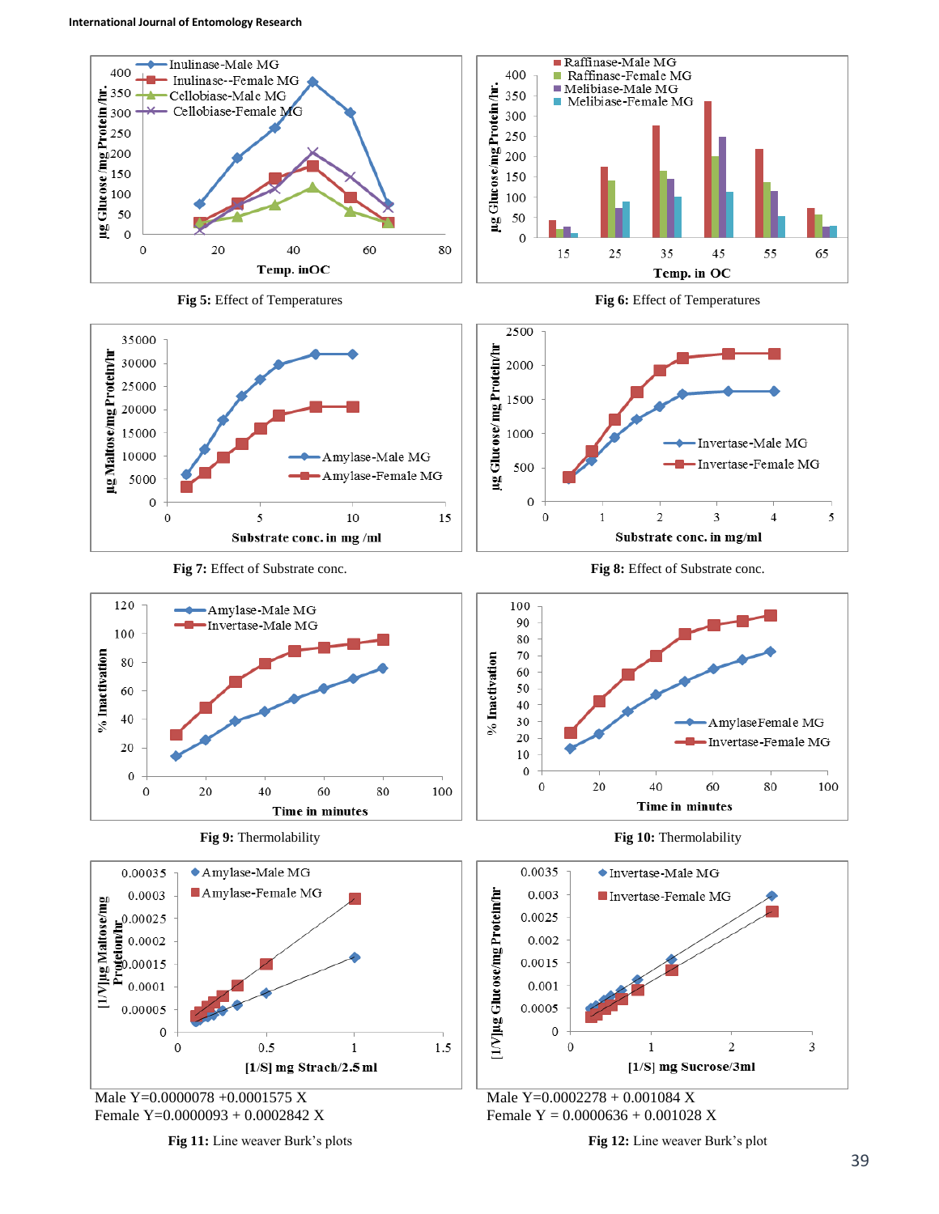Fig 5: Effect of Temperatures

Fig 6: Effect of Temperatures

Fig 7: Effect of Substrate conc.

Fig 8: Effect of Substrate conc.

Fig 9: Thermolability

Fig 10: Thermolability

Male Y=0.0000078 +0.0001575 X

Female Y=0.0000093 + 0.0002842 X

Fig 11: Line weaver Burk's plots

Male Y=0.0002278 + 0.001084 X

Female Y = 0.0000636 + 0.001028 X

Fig 12: Line weaver Burk's plot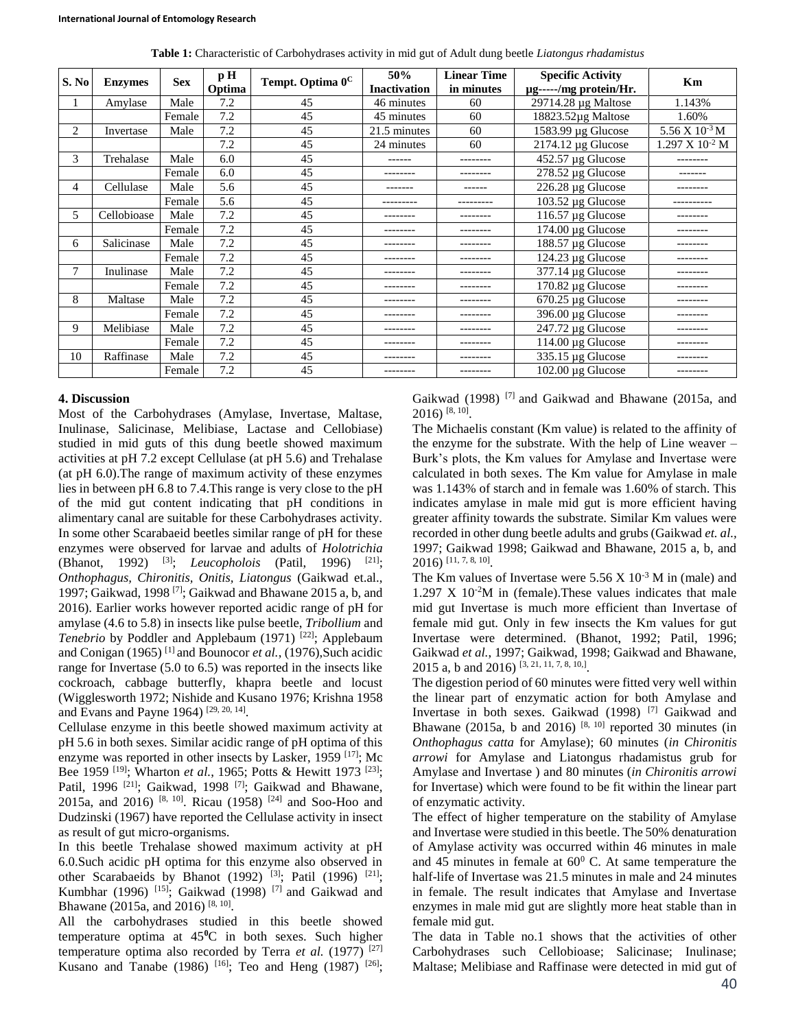**Table 1:** Characteristic of Carbohydrases activity in mid gut of Adult dung beetle *Liatongus rhadamistus*

| S. No | Enzymes | Sex | p H Optima | Tempt. Optima $0^C$ | 50% Inactivation | Linear Time in minutes | Specific Activity µg-----/mg protein/Hr. | Km |
|---|---|---|---|---|---|---|---|---|
| 1 | Amylase | Male | 7.2 | 45 | 46 minutes | 60 | 29714.28 µg Maltose | 1.143% |
| | | Female | 7.2 | 45 | 45 minutes | 60 | 18823.52µg Maltose | 1.60% |
| 2 | Invertase | Male | 7.2 | 45 | 21.5 minutes | 60 | 1583.99 µg Glucose | $5.56 \times 10^{-3}$ M |
| | | | 7.2 | 45 | 24 minutes | 60 | 2174.12 µg Glucose | $1.297 \times 10^{-2}$ M |
| 3 | Trehalase | Male | 6.0 | 45 | ------ | -------- | 452.57 µg Glucose | -------- |
| | | Female | 6.0 | 45 | -------- | -------- | 278.52 µg Glucose | ------- |
| 4 | Cellulase | Male | 5.6 | 45 | ------- | ------ | 226.28 µg Glucose | -------- |
| | | Female | 5.6 | 45 | --------- | --------- | 103.52 µg Glucose | ---------- |
| 5 | Cellobioase | Male | 7.2 | 45 | -------- | -------- | 116.57 µg Glucose | -------- |
| | | Female | 7.2 | 45 | -------- | -------- | 174.00 µg Glucose | -------- |
| 6 | Salicinase | Male | 7.2 | 45 | -------- | -------- | 188.57 µg Glucose | -------- |
| | | Female | 7.2 | 45 | -------- | -------- | 124.23 µg Glucose | -------- |
| 7 | Inulinase | Male | 7.2 | 45 | -------- | -------- | 377.14 µg Glucose | -------- |
| | | Female | 7.2 | 45 | -------- | -------- | 170.82 µg Glucose | -------- |
| 8 | Maltase | Male | 7.2 | 45 | -------- | -------- | 670.25 µg Glucose | -------- |
| | | Female | 7.2 | 45 | -------- | -------- | 396.00 µg Glucose | -------- |
| 9 | Melibiase | Male | 7.2 | 45 | -------- | -------- | 247.72 µg Glucose | -------- |
| | | Female | 7.2 | 45 | -------- | -------- | 114.00 µg Glucose | -------- |
| 10 | Raffinase | Male | 7.2 | 45 | -------- | -------- | 335.15 µg Glucose | -------- |
| | | Female | 7.2 | 45 | -------- | -------- | 102.00 µg Glucose | -------- |

## 4. Discussion

Most of the Carbohydrases (Amylase, Invertase, Maltase, Inulinase, Salicinase, Melibiase, Lactase and Cellobiase) studied in mid guts of this dung beetle showed maximum activities at pH 7.2 except Cellulase (at pH 5.6) and Trehalase (at pH 6.0).The range of maximum activity of these enzymes lies in between pH 6.8 to 7.4.This range is very close to the pH of the mid gut content indicating that pH conditions in alimentary canal are suitable for these Carbohydrases activity. In some other Scarabaeid beetles similar range of pH for these enzymes were observed for larvae and adults of *Holotrichia* (Bhanot, 1992) [3]; *Leucopholois* (Patil, 1996) [21]; *Onthophagus, Chironitis, Onitis, Liatongus* (Gaikwad et.al., 1997; Gaikwad, 1998 [7]; Gaikwad and Bhawane 2015 a, b, and 2016). Earlier works however reported acidic range of pH for amylase (4.6 to 5.8) in insects like pulse beetle, *Tribollium* and *Tenebrio* by Poddler and Applebaum (1971) [22]; Applebaum and Conigan (1965) [1] and Bounocor *et al.*, (1976),Such acidic range for Invertase (5.0 to 6.5) was reported in the insects like cockroach, cabbage butterfly, khapra beetle and locust (Wigglesworth 1972; Nishide and Kusano 1976; Krishna 1958 and Evans and Payne 1964) [29, 20, 14].

Cellulase enzyme in this beetle showed maximum activity at pH 5.6 in both sexes. Similar acidic range of pH optima of this enzyme was reported in other insects by Lasker, 1959 [17]; Mc Bee 1959 [19]; Wharton *et al.*, 1965; Potts & Hewitt 1973 [23]; Patil, 1996 [21]; Gaikwad, 1998 [7]; Gaikwad and Bhawane, 2015a, and 2016) [8, 10]. Ricau (1958) [24] and Soo-Hoo and Dudzinski (1967) have reported the Cellulase activity in insect as result of gut micro-organisms.

In this beetle Trehalase showed maximum activity at pH 6.0.Such acidic pH optima for this enzyme also observed in other Scarabaeids by Bhanot (1992) [3]; Patil (1996) [21]; Kumbhar (1996) [15]; Gaikwad (1998) [7] and Gaikwad and Bhawane (2015a, and 2016) [8, 10].

All the carbohydrases studied in this beetle showed temperature optima at $45^0$C in both sexes. Such higher temperature optima also recorded by Terra *et al.* (1977) [27] Kusano and Tanabe (1986) [16]; Teo and Heng (1987) [26]; Gaikwad (1998) [7] and Gaikwad and Bhawane (2015a, and 2016) [8, 10].

The Michaelis constant (Km value) is related to the affinity of the enzyme for the substrate. With the help of Line weaver – Burk's plots, the Km values for Amylase and Invertase were calculated in both sexes. The Km value for Amylase in male was 1.143% of starch and in female was 1.60% of starch. This indicates amylase in male mid gut is more efficient having greater affinity towards the substrate. Similar Km values were recorded in other dung beetle adults and grubs (Gaikwad *et. al.,* 1997; Gaikwad 1998; Gaikwad and Bhawane, 2015 a, b, and 2016) [11, 7, 8, 10].

The Km values of Invertase were $5.56 \times 10^{-3}$ M in (male) and $1.297 \times 10^{-2}$M in (female).These values indicates that male mid gut Invertase is much more efficient than Invertase of female mid gut. Only in few insects the Km values for gut Invertase were determined. (Bhanot, 1992; Patil, 1996; Gaikwad *et al.*, 1997; Gaikwad, 1998; Gaikwad and Bhawane, 2015 a, b and 2016) [3, 21, 11, 7, 8, 10,].

The digestion period of 60 minutes were fitted very well within the linear part of enzymatic action for both Amylase and Invertase in both sexes. Gaikwad (1998) [7] Gaikwad and Bhawane (2015a, b and 2016) [8, 10] reported 30 minutes (in *Onthophagus catta* for Amylase); 60 minutes (*in Chironitis arrowi* for Amylase and Liatongus rhadamistus grub for Amylase and Invertase ) and 80 minutes (*in Chironitis arrowi* for Invertase) which were found to be fit within the linear part of enzymatic activity.

The effect of higher temperature on the stability of Amylase and Invertase were studied in this beetle. The 50% denaturation of Amylase activity was occurred within 46 minutes in male and 45 minutes in female at $60^0$ C. At same temperature the half-life of Invertase was 21.5 minutes in male and 24 minutes in female. The result indicates that Amylase and Invertase enzymes in male mid gut are slightly more heat stable than in female mid gut.

The data in Table no.1 shows that the activities of other Carbohydrases such Cellobioase; Salicinase; Inulinase; Maltase; Melibiase and Raffinase were detected in mid gut of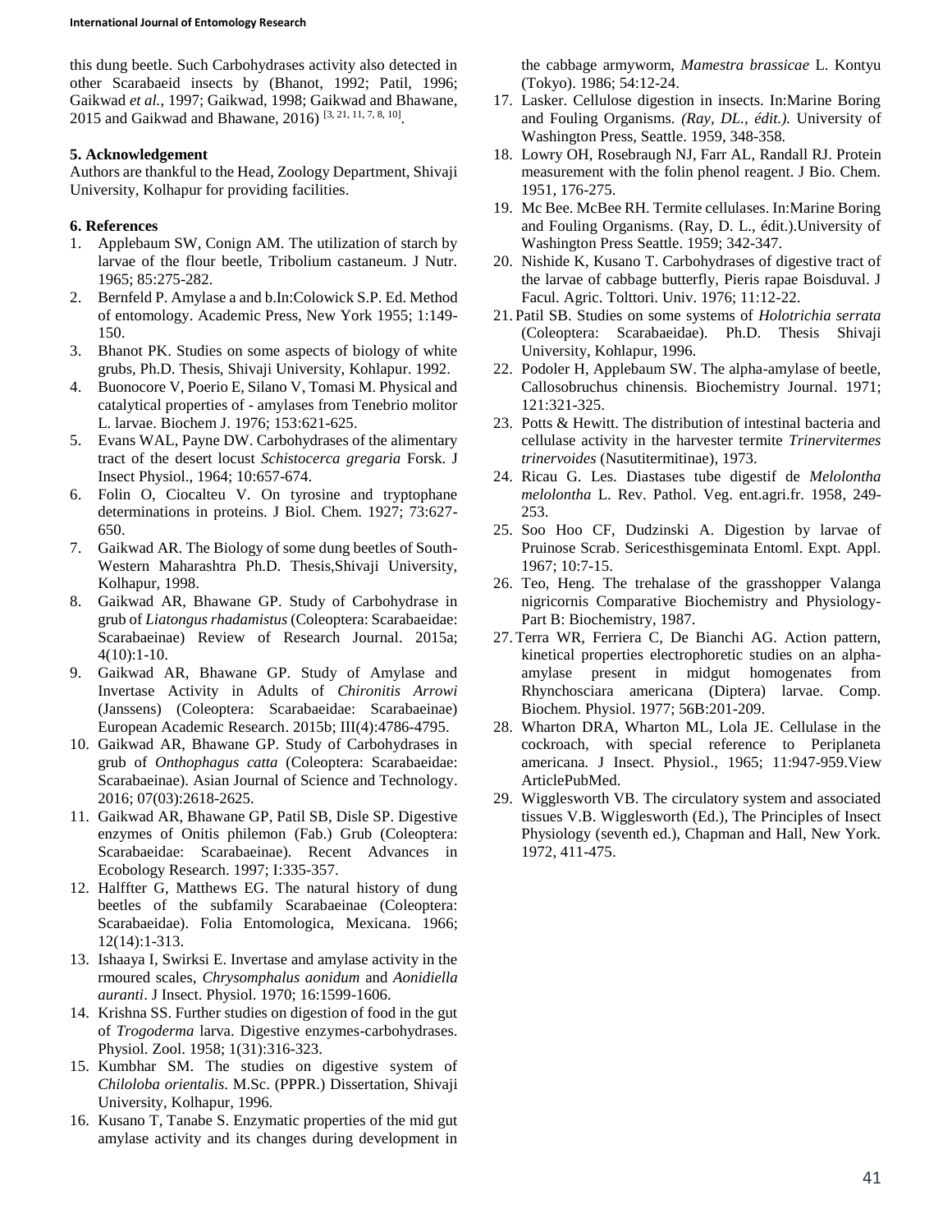this dung beetle. Such Carbohydrases activity also detected in other Scarabaeid insects by (Bhanot, 1992; Patil, 1996; Gaikwad *et al.*, 1997; Gaikwad, 1998; Gaikwad and Bhawane, 2015 and Gaikwad and Bhawane, 2016) [3, 21, 11, 7, 8, 10].

## 5. Acknowledgement

Authors are thankful to the Head, Zoology Department, Shivaji University, Kolhapur for providing facilities.

## 6. References

1. Applebaum SW, Conign AM. The utilization of starch by larvae of the flour beetle, Tribolium castaneum. J Nutr. 1965; 85:275-282.
2. Bernfeld P. Amylase a and b.In:Colowick S.P. Ed. Method of entomology. Academic Press, New York 1955; 1:149-150.
3. Bhanot PK. Studies on some aspects of biology of white grubs, Ph.D. Thesis, Shivaji University, Kohlapur. 1992.
4. Buonocore V, Poerio E, Silano V, Tomasi M. Physical and catalytical properties of - amylases from Tenebrio molitor L. larvae. Biochem J. 1976; 153:621-625.
5. Evans WAL, Payne DW. Carbohydrases of the alimentary tract of the desert locust *Schistocerca gregaria* Forsk. J Insect Physiol., 1964; 10:657-674.
6. Folin O, Ciocalteu V. On tyrosine and tryptophane determinations in proteins. J Biol. Chem. 1927; 73:627-650.
7. Gaikwad AR. The Biology of some dung beetles of South-Western Maharashtra Ph.D. Thesis,Shivaji University, Kolhapur, 1998.
8. Gaikwad AR, Bhawane GP. Study of Carbohydrase in grub of *Liatongus rhadamistus* (Coleoptera: Scarabaeidae: Scarabaeinae) Review of Research Journal. 2015a; 4(10):1-10.
9. Gaikwad AR, Bhawane GP. Study of Amylase and Invertase Activity in Adults of *Chironitis Arrowi* (Janssens) (Coleoptera: Scarabaeidae: Scarabaeinae) European Academic Research. 2015b; III(4):4786-4795.
10. Gaikwad AR, Bhawane GP. Study of Carbohydrases in grub of *Onthophagus catta* (Coleoptera: Scarabaeidae: Scarabaeinae). Asian Journal of Science and Technology. 2016; 07(03):2618-2625.
11. Gaikwad AR, Bhawane GP, Patil SB, Disle SP. Digestive enzymes of Onitis philemon (Fab.) Grub (Coleoptera: Scarabaeidae: Scarabaeinae). Recent Advances in Ecobology Research. 1997; I:335-357.
12. Halffter G, Matthews EG. The natural history of dung beetles of the subfamily Scarabaeinae (Coleoptera: Scarabaeidae). Folia Entomologica, Mexicana. 1966; 12(14):1-313.
13. Ishaaya I, Swirksi E. Invertase and amylase activity in the rmoured scales, *Chrysomphalus aonidum* and *Aonidiella auranti*. J Insect. Physiol. 1970; 16:1599-1606.
14. Krishna SS. Further studies on digestion of food in the gut of *Trogoderma* larva. Digestive enzymes-carbohydrases. Physiol. Zool. 1958; 1(31):316-323.
15. Kumbhar SM. The studies on digestive system of *Chiloloba orientalis*. M.Sc. (PPPR.) Dissertation, Shivaji University, Kolhapur, 1996.
16. Kusano T, Tanabe S. Enzymatic properties of the mid gut amylase activity and its changes during development in the cabbage armyworm, *Mamestra brassicae* L. Kontyu (Tokyo). 1986; 54:12-24.
17. Lasker. Cellulose digestion in insects. In:Marine Boring and Fouling Organisms. *(Ray, DL., édit.).* University of Washington Press, Seattle. 1959, 348-358.
18. Lowry OH, Rosebraugh NJ, Farr AL, Randall RJ. Protein measurement with the folin phenol reagent. J Bio. Chem. 1951, 176-275.
19. Mc Bee. McBee RH. Termite cellulases. In:Marine Boring and Fouling Organisms. (Ray, D. L., édit.).University of Washington Press Seattle. 1959; 342-347.
20. Nishide K, Kusano T. Carbohydrases of digestive tract of the larvae of cabbage butterfly, Pieris rapae Boisduval. J Facul. Agric. Tolttori. Univ. 1976; 11:12-22.
21. Patil SB. Studies on some systems of *Holotrichia serrata* (Coleoptera: Scarabaeidae). Ph.D. Thesis Shivaji University, Kohlapur, 1996.
22. Podoler H, Applebaum SW. The alpha-amylase of beetle, Callosobruchus chinensis. Biochemistry Journal. 1971; 121:321-325.
23. Potts & Hewitt. The distribution of intestinal bacteria and cellulase activity in the harvester termite *Trinervitermes trinervoides* (Nasutitermitinae), 1973.
24. Ricau G. Les. Diastases tube digestif de *Melolontha melolontha* L. Rev. Pathol. Veg. ent.agri.fr. 1958, 249-253.
25. Soo Hoo CF, Dudzinski A. Digestion by larvae of Pruinose Scrab. Sericesthisgeminata Entoml. Expt. Appl. 1967; 10:7-15.
26. Teo, Heng. The trehalase of the grasshopper Valanga nigricornis Comparative Biochemistry and Physiology-Part B: Biochemistry, 1987.
27. Terra WR, Ferriera C, De Bianchi AG. Action pattern, kinetical properties electrophoretic studies on an alpha-amylase present in midgut homogenates from Rhynchosciara americana (Diptera) larvae. Comp. Biochem. Physiol. 1977; 56B:201-209.
28. Wharton DRA, Wharton ML, Lola JE. Cellulase in the cockroach, with special reference to Periplaneta americana. J Insect. Physiol., 1965; 11:947-959.View ArticlePubMed.
29. Wigglesworth VB. The circulatory system and associated tissues V.B. Wigglesworth (Ed.), The Principles of Insect Physiology (seventh ed.), Chapman and Hall, New York. 1972, 411-475.